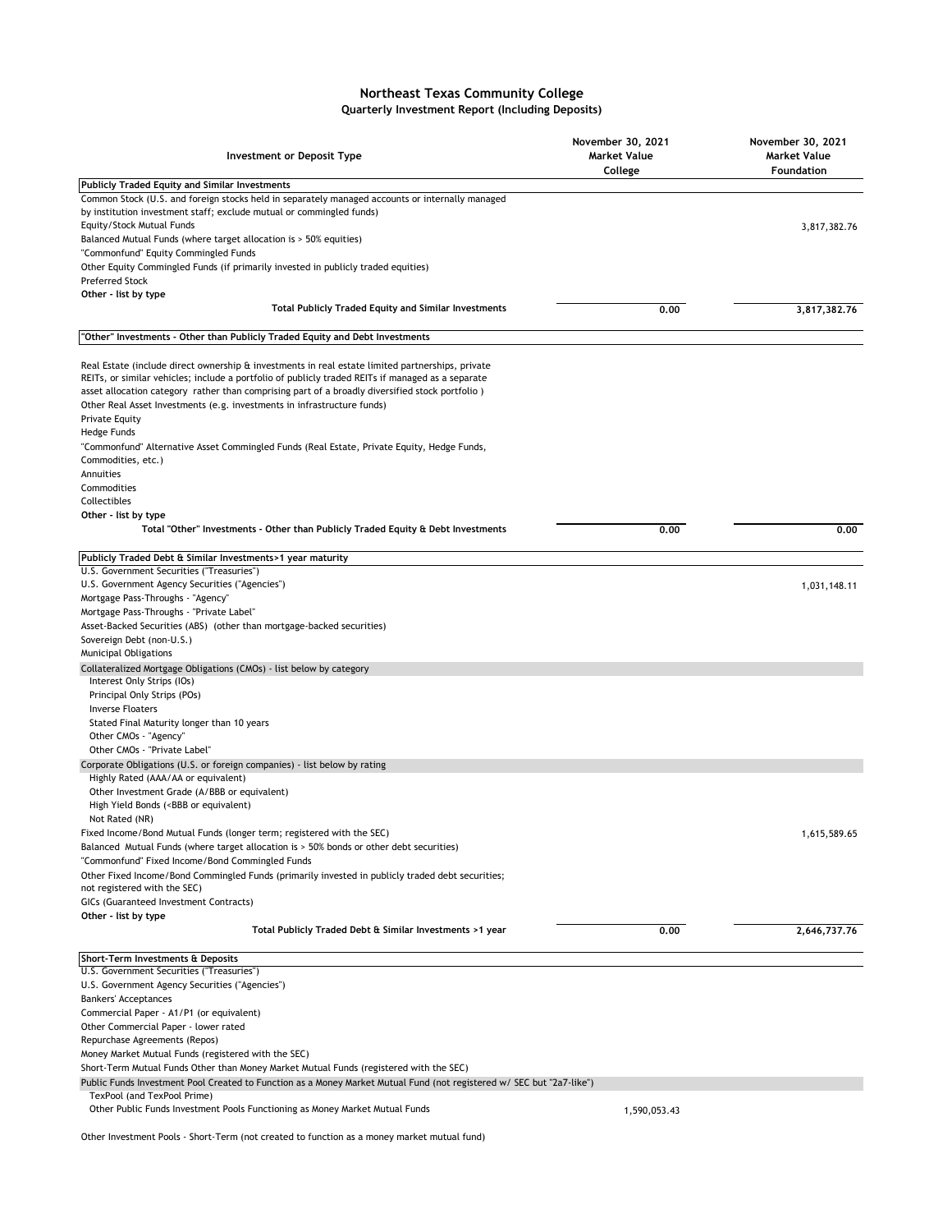# Northeast Texas Community College

## Quarterly Investment Report (Including Deposits)

| Investment or Deposit Type | November 30, 2021 Market Value College | November 30, 2021 Market Value Foundation |
|---|---|---|
| **Publicly Traded Equity and Similar Investments** | | |
| Common Stock (U.S. and foreign stocks held in separately managed accounts or internally managed by institution investment staff; exclude mutual or commingled funds) | | |
| Equity/Stock Mutual Funds | | 3,817,382.76 |
| Balanced Mutual Funds (where target allocation is > 50% equities) | | |
| "Commonfund" Equity Commingled Funds | | |
| Other Equity Commingled Funds (if primarily invested in publicly traded equities) | | |
| Preferred Stock | | |
| **Other - list by type** | | |
| **Total Publicly Traded Equity and Similar Investments** | **0.00** | **3,817,382.76** |
| **"Other" Investments - Other than Publicly Traded Equity and Debt Investments** | | |
| Real Estate (include direct ownership & investments in real estate limited partnerships, private REITs, or similar vehicles; include a portfolio of publicly traded REITs if managed as a separate asset allocation category rather than comprising part of a broadly diversified stock portfolio ) | | |
| Other Real Asset Investments (e.g. investments in infrastructure funds) | | |
| Private Equity | | |
| Hedge Funds | | |
| "Commonfund" Alternative Asset Commingled Funds (Real Estate, Private Equity, Hedge Funds, Commodities, etc.) | | |
| Annuities | | |
| Commodities | | |
| Collectibles | | |
| **Other - list by type** | | |
| **Total "Other" Investments - Other than Publicly Traded Equity & Debt Investments** | **0.00** | **0.00** |
| **Publicly Traded Debt & Similar Investments>1 year maturity** | | |
| U.S. Government Securities ("Treasuries") | | |
| U.S. Government Agency Securities ("Agencies") | | 1,031,148.11 |
| Mortgage Pass-Throughs - "Agency" | | |
| Mortgage Pass-Throughs - "Private Label" | | |
| Asset-Backed Securities (ABS) (other than mortgage-backed securities) | | |
| Sovereign Debt (non-U.S.) | | |
| Municipal Obligations | | |
| Collateralized Mortgage Obligations (CMOs) - list below by category | | |
| Interest Only Strips (IOs) | | |
| Principal Only Strips (POs) | | |
| Inverse Floaters | | |
| Stated Final Maturity longer than 10 years | | |
| Other CMOs - "Agency" | | |
| Other CMOs - "Private Label" | | |
| Corporate Obligations (U.S. or foreign companies) - list below by rating | | |
| Highly Rated (AAA/AA or equivalent) | | |
| Other Investment Grade (A/BBB or equivalent) | | |
| High Yield Bonds (<BBB or equivalent) | | |
| Not Rated (NR) | | |
| Fixed Income/Bond Mutual Funds (longer term; registered with the SEC) | | 1,615,589.65 |
| Balanced Mutual Funds (where target allocation is > 50% bonds or other debt securities) | | |
| "Commonfund" Fixed Income/Bond Commingled Funds | | |
| Other Fixed Income/Bond Commingled Funds (primarily invested in publicly traded debt securities; not registered with the SEC) | | |
| GICs (Guaranteed Investment Contracts) | | |
| **Other - list by type** | | |
| **Total Publicly Traded Debt & Similar Investments >1 year** | **0.00** | **2,646,737.76** |
| **Short-Term Investments & Deposits** | | |
| U.S. Government Securities ("Treasuries") | | |
| U.S. Government Agency Securities ("Agencies") | | |
| Bankers' Acceptances | | |
| Commercial Paper - A1/P1 (or equivalent) | | |
| Other Commercial Paper - lower rated | | |
| Repurchase Agreements (Repos) | | |
| Money Market Mutual Funds (registered with the SEC) | | |
| Short-Term Mutual Funds Other than Money Market Mutual Funds (registered with the SEC) | | |
| Public Funds Investment Pool Created to Function as a Money Market Mutual Fund (not registered w/ SEC but "2a7-like") | | |
| TexPool (and TexPool Prime) | | |
| Other Public Funds Investment Pools Functioning as Money Market Mutual Funds | 1,590,053.43 | |
| Other Investment Pools - Short-Term (not created to function as a money market mutual fund) | | |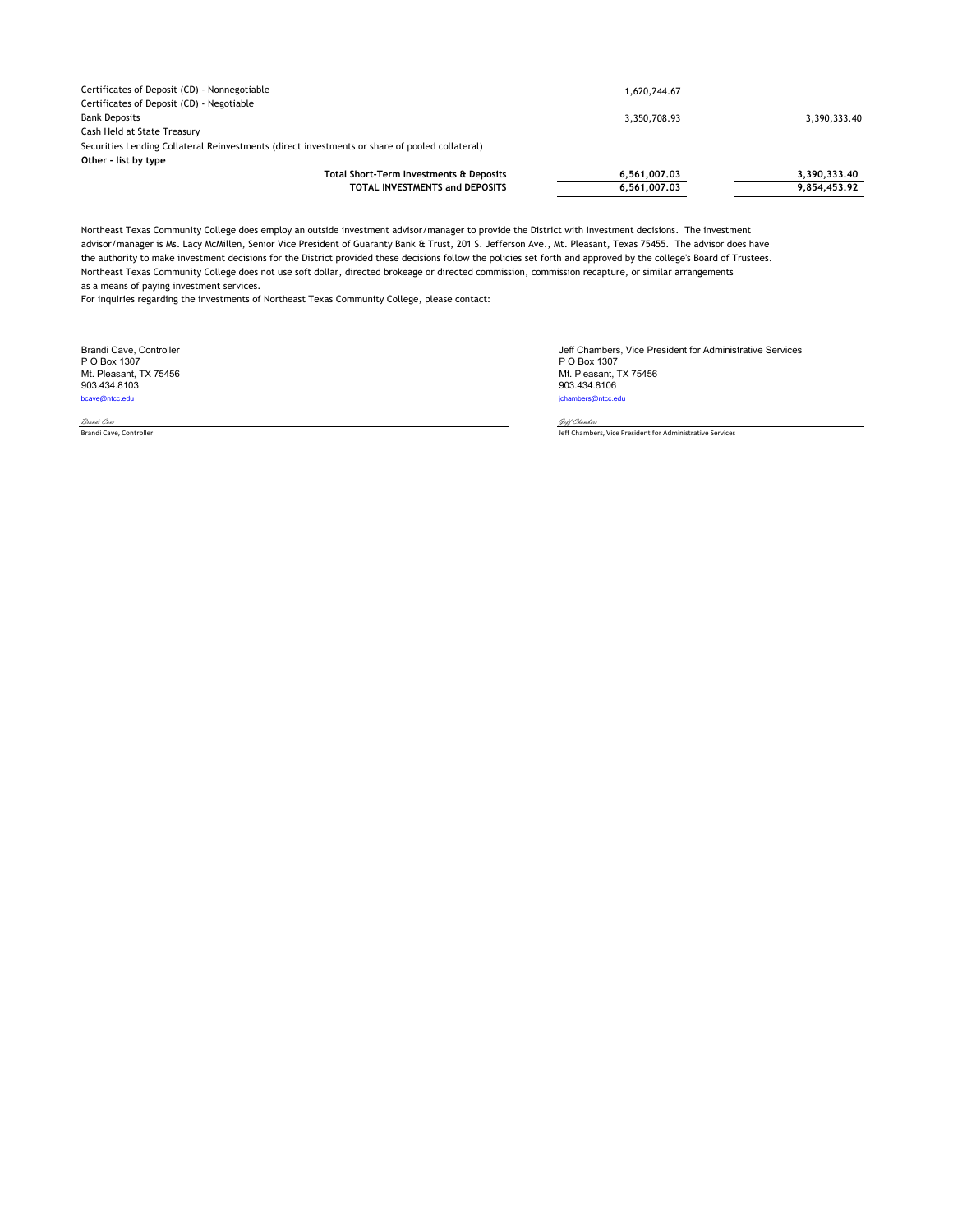| | | |
|---|---|---|
| Certificates of Deposit (CD) - Nonnegotiable | 1,620,244.67 | |
| Certificates of Deposit (CD) - Negotiable | | |
| Bank Deposits | 3,350,708.93 | 3,390,333.40 |
| Cash Held at State Treasury | | |
| Securities Lending Collateral Reinvestments (direct investments or share of pooled collateral) | | |
| **Other - list by type** | | |
| **Total Short-Term Investments & Deposits** | **6,561,007.03** | **3,390,333.40** |
| **TOTAL INVESTMENTS and DEPOSITS** | **6,561,007.03** | **9,854,453.92** |

Northeast Texas Community College does employ an outside investment advisor/manager to provide the District with investment decisions. The investment advisor/manager is Ms. Lacy McMillen, Senior Vice President of Guaranty Bank & Trust, 201 S. Jefferson Ave., Mt. Pleasant, Texas 75455. The advisor does have the authority to make investment decisions for the District provided these decisions follow the policies set forth and approved by the college's Board of Trustees. Northeast Texas Community College does not use soft dollar, directed brokeage or directed commission, commission recapture, or similar arrangements as a means of paying investment services.

For inquiries regarding the investments of Northeast Texas Community College, please contact:

Brandi Cave, Controller
P O Box 1307
Mt. Pleasant, TX 75456
903.434.8103
bcave@ntcc.edu

Jeff Chambers, Vice President for Administrative Services
P O Box 1307
Mt. Pleasant, TX 75456
903.434.8106
jchambers@ntcc.edu

*Brandi Cave*

Brandi Cave, Controller

*Jeff Chambers*

Jeff Chambers, Vice President for Administrative Services